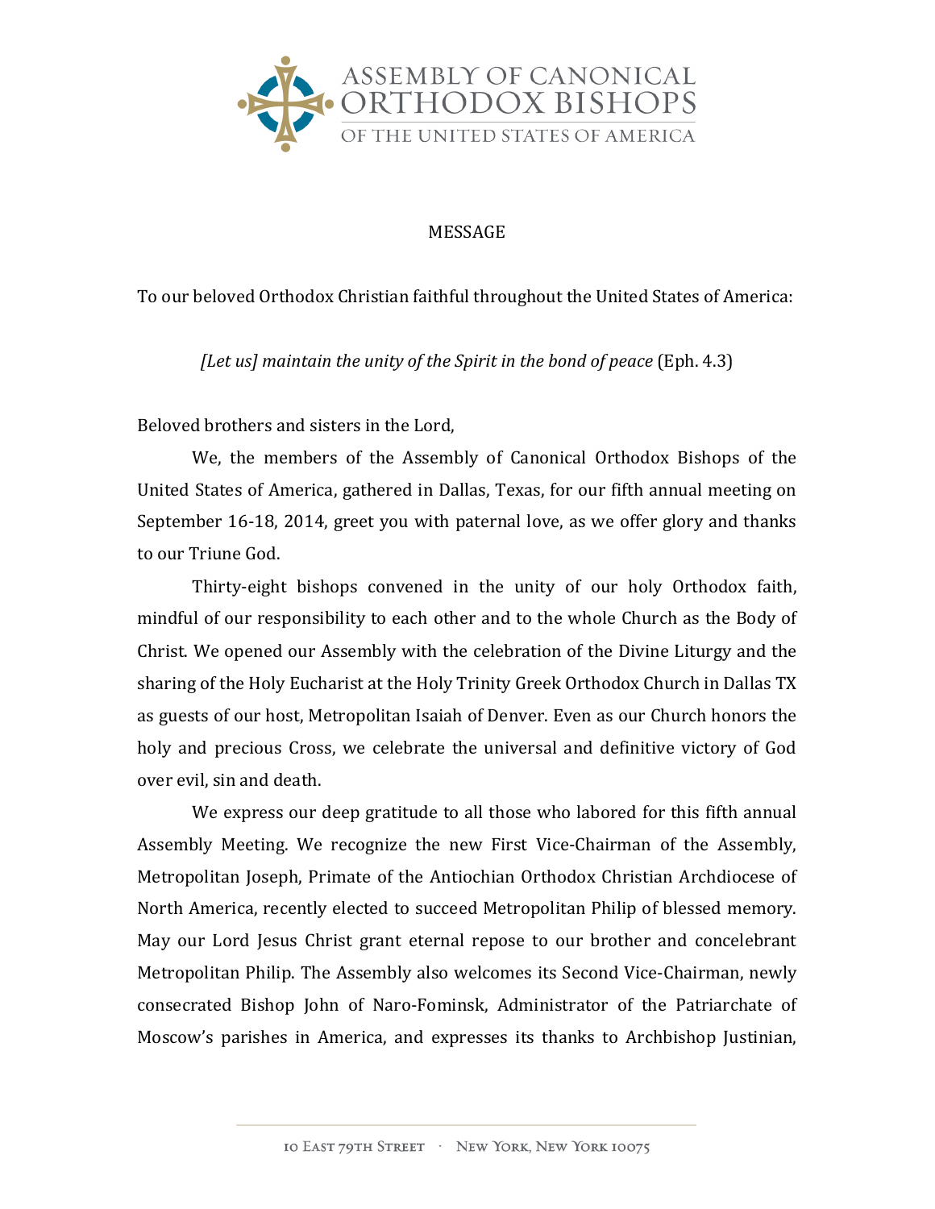ASSEMBLY OF CANONICAL ORTHODOX BISHOPS OF THE UNITED STATES OF AMERICA

MESSAGE

To our beloved Orthodox Christian faithful throughout the United States of America:

*[Let us] maintain the unity of the Spirit in the bond of peace* (Eph. 4.3)

Beloved brothers and sisters in the Lord,

We, the members of the Assembly of Canonical Orthodox Bishops of the United States of America, gathered in Dallas, Texas, for our fifth annual meeting on September 16-18, 2014, greet you with paternal love, as we offer glory and thanks to our Triune God.

Thirty-eight bishops convened in the unity of our holy Orthodox faith, mindful of our responsibility to each other and to the whole Church as the Body of Christ. We opened our Assembly with the celebration of the Divine Liturgy and the sharing of the Holy Eucharist at the Holy Trinity Greek Orthodox Church in Dallas TX as guests of our host, Metropolitan Isaiah of Denver. Even as our Church honors the holy and precious Cross, we celebrate the universal and definitive victory of God over evil, sin and death.

We express our deep gratitude to all those who labored for this fifth annual Assembly Meeting. We recognize the new First Vice-Chairman of the Assembly, Metropolitan Joseph, Primate of the Antiochian Orthodox Christian Archdiocese of North America, recently elected to succeed Metropolitan Philip of blessed memory. May our Lord Jesus Christ grant eternal repose to our brother and concelebrant Metropolitan Philip. The Assembly also welcomes its Second Vice-Chairman, newly consecrated Bishop John of Naro-Fominsk, Administrator of the Patriarchate of Moscow's parishes in America, and expresses its thanks to Archbishop Justinian,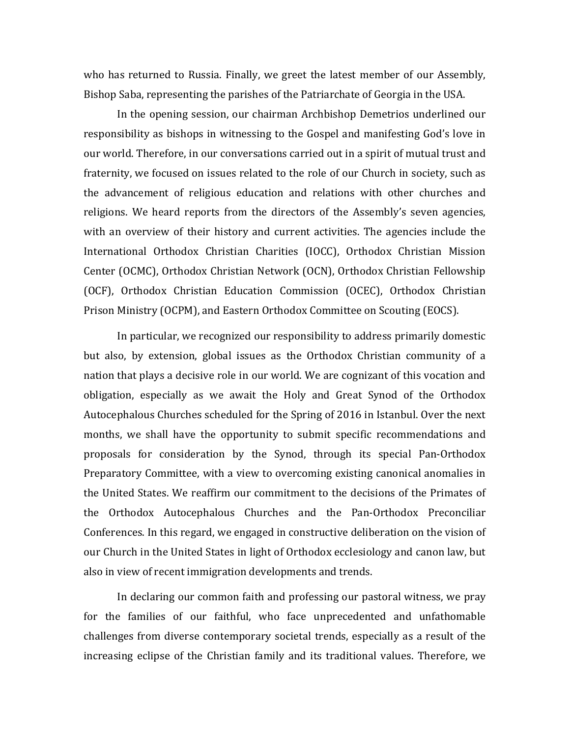who has returned to Russia. Finally, we greet the latest member of our Assembly, Bishop Saba, representing the parishes of the Patriarchate of Georgia in the USA.

In the opening session, our chairman Archbishop Demetrios underlined our responsibility as bishops in witnessing to the Gospel and manifesting God's love in our world. Therefore, in our conversations carried out in a spirit of mutual trust and fraternity, we focused on issues related to the role of our Church in society, such as the advancement of religious education and relations with other churches and religions. We heard reports from the directors of the Assembly's seven agencies, with an overview of their history and current activities. The agencies include the International Orthodox Christian Charities (IOCC), Orthodox Christian Mission Center (OCMC), Orthodox Christian Network (OCN), Orthodox Christian Fellowship (OCF), Orthodox Christian Education Commission (OCEC), Orthodox Christian Prison Ministry (OCPM), and Eastern Orthodox Committee on Scouting (EOCS).

In particular, we recognized our responsibility to address primarily domestic but also, by extension, global issues as the Orthodox Christian community of a nation that plays a decisive role in our world. We are cognizant of this vocation and obligation, especially as we await the Holy and Great Synod of the Orthodox Autocephalous Churches scheduled for the Spring of 2016 in Istanbul. Over the next months, we shall have the opportunity to submit specific recommendations and proposals for consideration by the Synod, through its special Pan-Orthodox Preparatory Committee, with a view to overcoming existing canonical anomalies in the United States. We reaffirm our commitment to the decisions of the Primates of the Orthodox Autocephalous Churches and the Pan-Orthodox Preconciliar Conferences. In this regard, we engaged in constructive deliberation on the vision of our Church in the United States in light of Orthodox ecclesiology and canon law, but also in view of recent immigration developments and trends.

In declaring our common faith and professing our pastoral witness, we pray for the families of our faithful, who face unprecedented and unfathomable challenges from diverse contemporary societal trends, especially as a result of the increasing eclipse of the Christian family and its traditional values. Therefore, we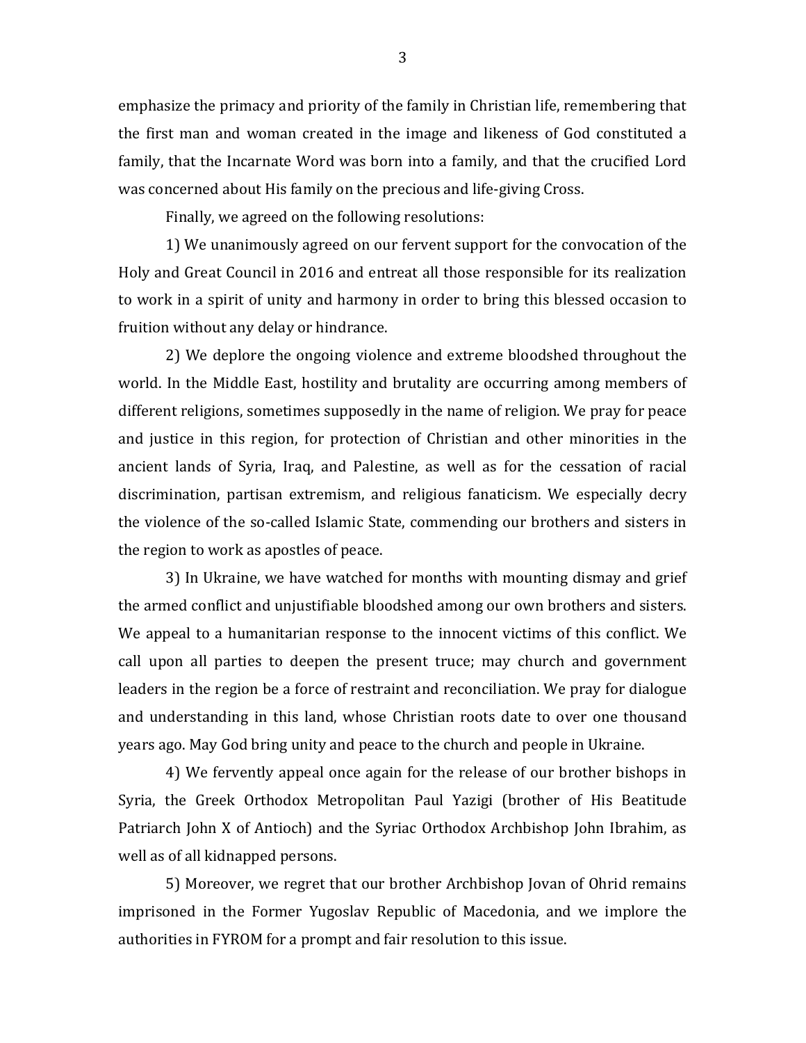emphasize the primacy and priority of the family in Christian life, remembering that the first man and woman created in the image and likeness of God constituted a family, that the Incarnate Word was born into a family, and that the crucified Lord was concerned about His family on the precious and life-giving Cross.

Finally, we agreed on the following resolutions:

1) We unanimously agreed on our fervent support for the convocation of the Holy and Great Council in 2016 and entreat all those responsible for its realization to work in a spirit of unity and harmony in order to bring this blessed occasion to fruition without any delay or hindrance.

2) We deplore the ongoing violence and extreme bloodshed throughout the world. In the Middle East, hostility and brutality are occurring among members of different religions, sometimes supposedly in the name of religion. We pray for peace and justice in this region, for protection of Christian and other minorities in the ancient lands of Syria, Iraq, and Palestine, as well as for the cessation of racial discrimination, partisan extremism, and religious fanaticism. We especially decry the violence of the so-called Islamic State, commending our brothers and sisters in the region to work as apostles of peace.

3) In Ukraine, we have watched for months with mounting dismay and grief the armed conflict and unjustifiable bloodshed among our own brothers and sisters. We appeal to a humanitarian response to the innocent victims of this conflict. We call upon all parties to deepen the present truce; may church and government leaders in the region be a force of restraint and reconciliation. We pray for dialogue and understanding in this land, whose Christian roots date to over one thousand years ago. May God bring unity and peace to the church and people in Ukraine.

4) We fervently appeal once again for the release of our brother bishops in Syria, the Greek Orthodox Metropolitan Paul Yazigi (brother of His Beatitude Patriarch John X of Antioch) and the Syriac Orthodox Archbishop John Ibrahim, as well as of all kidnapped persons.

5) Moreover, we regret that our brother Archbishop Jovan of Ohrid remains imprisoned in the Former Yugoslav Republic of Macedonia, and we implore the authorities in FYROM for a prompt and fair resolution to this issue.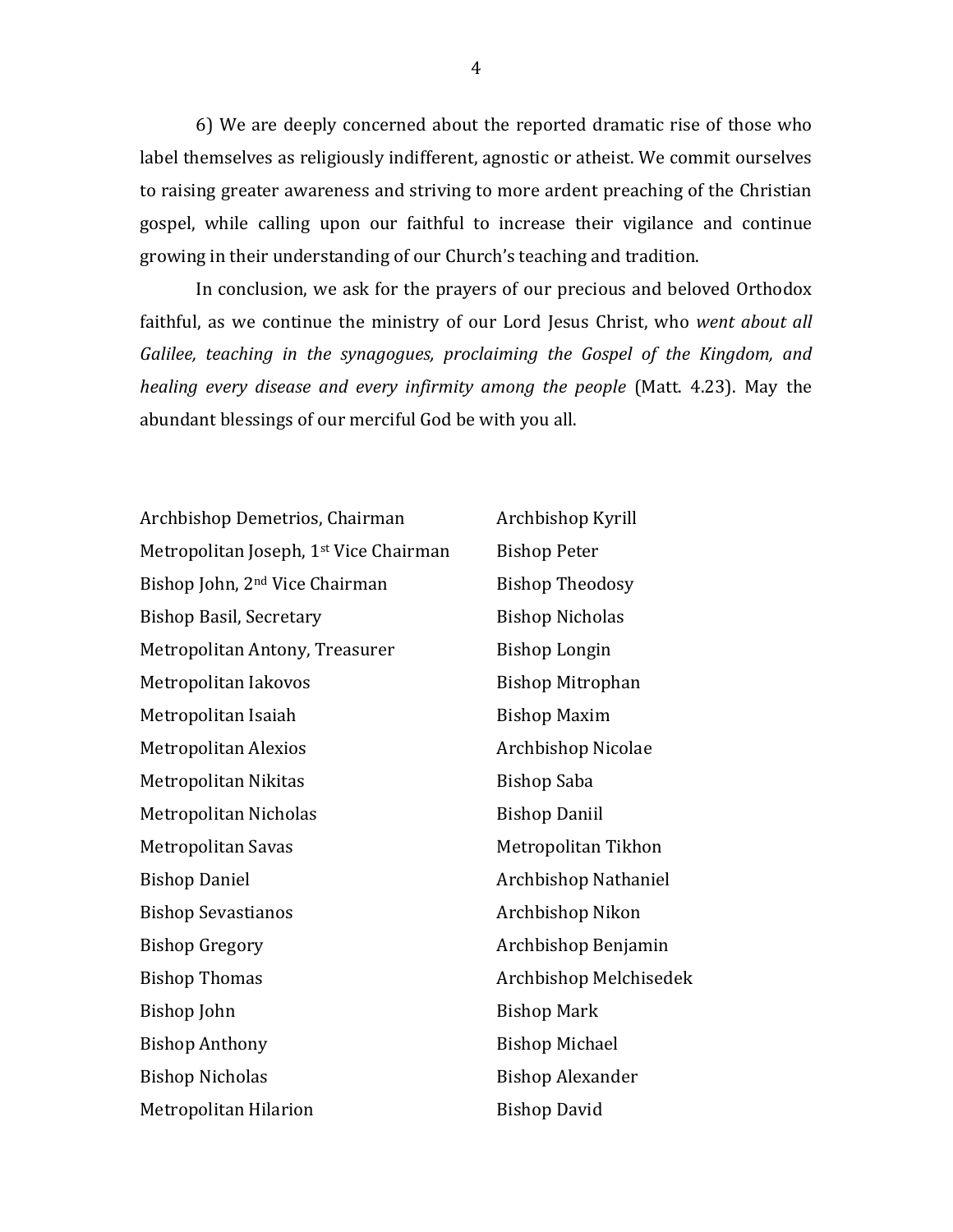6) We are deeply concerned about the reported dramatic rise of those who label themselves as religiously indifferent, agnostic or atheist. We commit ourselves to raising greater awareness and striving to more ardent preaching of the Christian gospel, while calling upon our faithful to increase their vigilance and continue growing in their understanding of our Church's teaching and tradition.

In conclusion, we ask for the prayers of our precious and beloved Orthodox faithful, as we continue the ministry of our Lord Jesus Christ, who *went about all Galilee, teaching in the synagogues, proclaiming the Gospel of the Kingdom, and healing every disease and every infirmity among the people* (Matt. 4.23). May the abundant blessings of our merciful God be with you all.

Archbishop Demetrios, Chairman
Metropolitan Joseph, 1st Vice Chairman
Bishop John, 2nd Vice Chairman
Bishop Basil, Secretary
Metropolitan Antony, Treasurer
Metropolitan Iakovos
Metropolitan Isaiah
Metropolitan Alexios
Metropolitan Nikitas
Metropolitan Nicholas
Metropolitan Savas
Bishop Daniel
Bishop Sevastianos
Bishop Gregory
Bishop Thomas
Bishop John
Bishop Anthony
Bishop Nicholas
Metropolitan Hilarion
Archbishop Kyrill
Bishop Peter
Bishop Theodosy
Bishop Nicholas
Bishop Longin
Bishop Mitrophan
Bishop Maxim
Archbishop Nicolae
Bishop Saba
Bishop Daniil
Metropolitan Tikhon
Archbishop Nathaniel
Archbishop Nikon
Archbishop Benjamin
Archbishop Melchisedek
Bishop Mark
Bishop Michael
Bishop Alexander
Bishop David